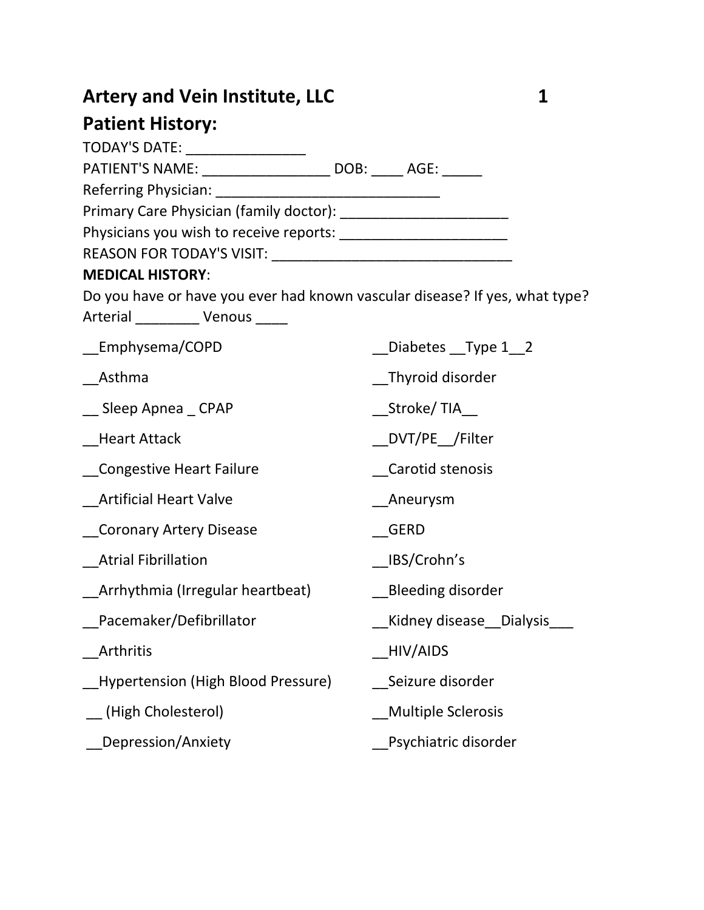# Artery and Vein Institute, LLC

## Patient History:

TODAY'S DATE: _______________

PATIENT'S NAME: ________________ DOB: ____ AGE: _____

Referring Physician: ____________________________

Primary Care Physician (family doctor): _____________________

Physicians you wish to receive reports: _____________________

REASON FOR TODAY'S VISIT: ______________________________

**MEDICAL HISTORY**:

Do you have or have you ever had known vascular disease? If yes, what type?

Arterial ________ Venous ____

__Emphysema/COPD

__Asthma

__ Sleep Apnea _ CPAP

__Heart Attack

__Congestive Heart Failure

__Artificial Heart Valve

__Coronary Artery Disease

__Atrial Fibrillation

__Arrhythmia (Irregular heartbeat)

__Pacemaker/Defibrillator

__Arthritis

__Hypertension (High Blood Pressure)

__ (High Cholesterol)

__Depression/Anxiety

__Diabetes __Type 1__2

__Thyroid disorder

__Stroke/ TIA__

__DVT/PE__/Filter

__Carotid stenosis

__Aneurysm

__GERD

__IBS/Crohn's

__Bleeding disorder

__Kidney disease__Dialysis___

__HIV/AIDS

__Seizure disorder

__Multiple Sclerosis

__Psychiatric disorder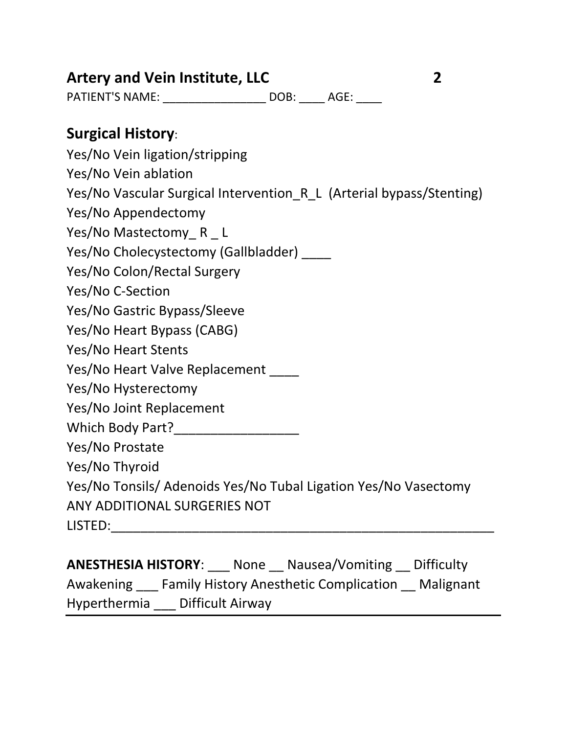**Artery and Vein Institute, LLC**

PATIENT'S NAME: ________________ DOB: ____ AGE: ____

## Surgical History:

Yes/No Vein ligation/stripping
Yes/No Vein ablation
Yes/No Vascular Surgical Intervention_R_L (Arterial bypass/Stenting)
Yes/No Appendectomy
Yes/No Mastectomy_ R _ L
Yes/No Cholecystectomy (Gallbladder) ____
Yes/No Colon/Rectal Surgery
Yes/No C-Section
Yes/No Gastric Bypass/Sleeve
Yes/No Heart Bypass (CABG)
Yes/No Heart Stents
Yes/No Heart Valve Replacement ____
Yes/No Hysterectomy
Yes/No Joint Replacement
Which Body Part?_________________
Yes/No Prostate
Yes/No Thyroid
Yes/No Tonsils/ Adenoids Yes/No Tubal Ligation Yes/No Vasectomy
ANY ADDITIONAL SURGERIES NOT LISTED:_______________________________________________________

**ANESTHESIA HISTORY**: ___ None __ Nausea/Vomiting __ Difficulty Awakening ___ Family History Anesthetic Complication __ Malignant Hyperthermia ___ Difficult Airway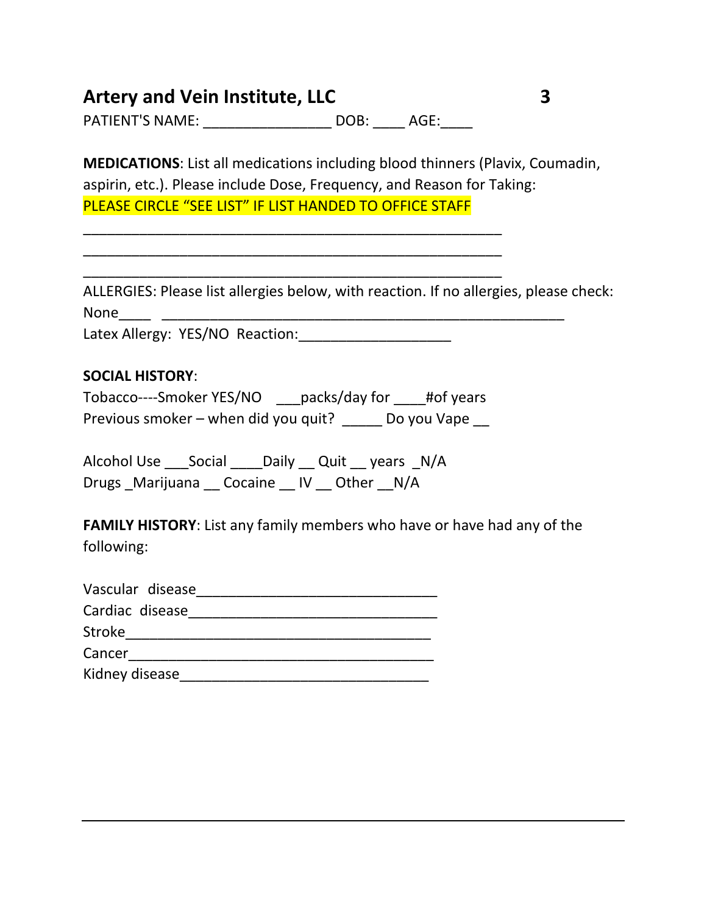## Artery and Vein Institute, LLC

PATIENT'S NAME: ________________ DOB: ____ AGE:____

**MEDICATIONS**: List all medications including blood thinners (Plavix, Coumadin, aspirin, etc.). Please include Dose, Frequency, and Reason for Taking:

PLEASE CIRCLE "SEE LIST" IF LIST HANDED TO OFFICE STAFF

______________________________________________________

______________________________________________________

______________________________________________________

ALLERGIES: Please list allergies below, with reaction. If no allergies, please check:

None____ ____________________________________________________

Latex Allergy: YES/NO Reaction:___________________

**SOCIAL HISTORY**:

Tobacco----Smoker YES/NO ___packs/day for ____#of years

Previous smoker – when did you quit? _____ Do you Vape __

Alcohol Use ___Social ____Daily __ Quit __ years _N/A

Drugs _Marijuana __ Cocaine __ IV __ Other __N/A

**FAMILY HISTORY**: List any family members who have or have had any of the following:

Vascular disease______________________________

Cardiac disease_______________________________

Stroke______________________________________

Cancer______________________________________

Kidney disease_______________________________